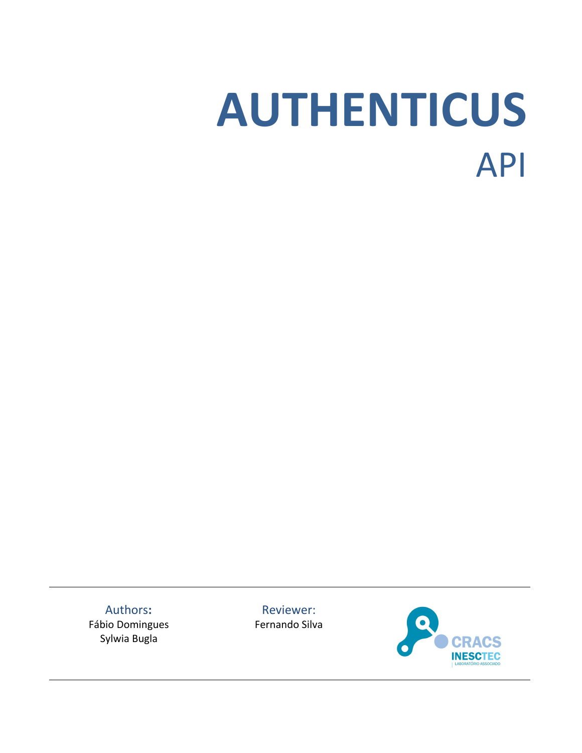# AUTHENTICUS

## API

**Authors:**
Fábio Domingues
Sylwia Bugla

**Reviewer:**
Fernando Silva

CRACS
INESCTEC
LABORATÓRIO ASSOCIADO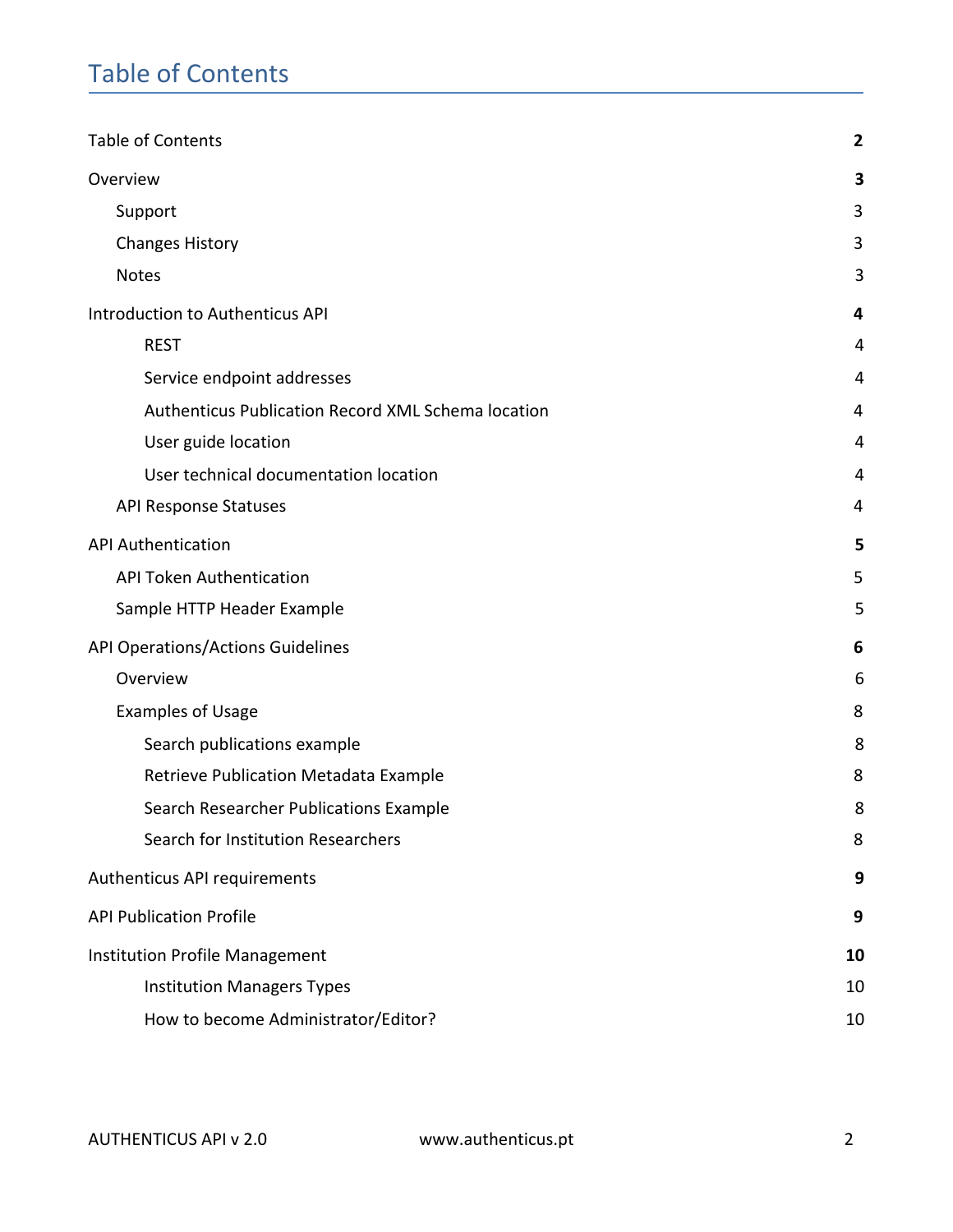# Table of Contents

| | |
|---|---|
| **Table of Contents** | **2** |
| **Overview** | **3** |
| Support | 3 |
| Changes History | 3 |
| Notes | 3 |
| **Introduction to Authenticus API** | **4** |
| REST | 4 |
| Service endpoint addresses | 4 |
| Authenticus Publication Record XML Schema location | 4 |
| User guide location | 4 |
| User technical documentation location | 4 |
| API Response Statuses | 4 |
| **API Authentication** | **5** |
| API Token Authentication | 5 |
| Sample HTTP Header Example | 5 |
| **API Operations/Actions Guidelines** | **6** |
| Overview | 6 |
| Examples of Usage | 8 |
| Search publications example | 8 |
| Retrieve Publication Metadata Example | 8 |
| Search Researcher Publications Example | 8 |
| Search for Institution Researchers | 8 |
| **Authenticus API requirements** | **9** |
| **API Publication Profile** | **9** |
| **Institution Profile Management** | **10** |
| Institution Managers Types | 10 |
| How to become Administrator/Editor? | 10 |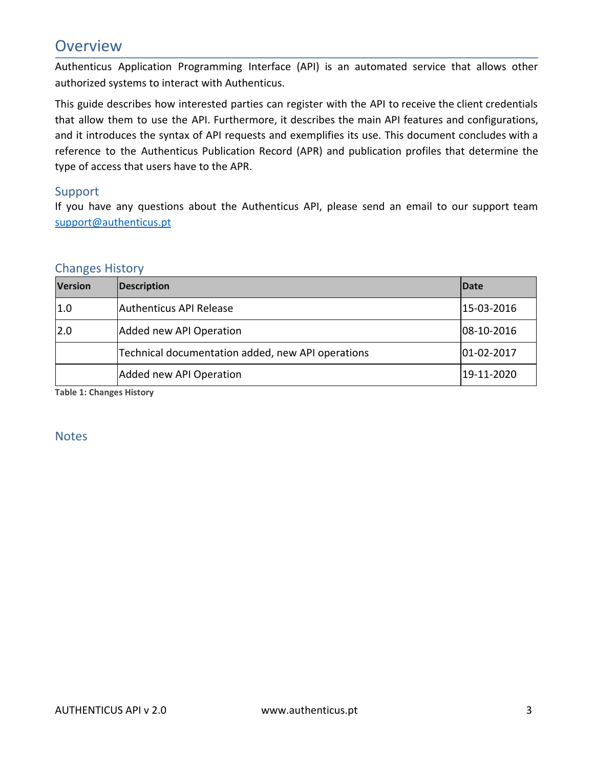# Overview

Authenticus Application Programming Interface (API) is an automated service that allows other authorized systems to interact with Authenticus.

This guide describes how interested parties can register with the API to receive the client credentials that allow them to use the API. Furthermore, it describes the main API features and configurations, and it introduces the syntax of API requests and exemplifies its use. This document concludes with a reference to the Authenticus Publication Record (APR) and publication profiles that determine the type of access that users have to the APR.

## Support

If you have any questions about the Authenticus API, please send an email to our support team support@authenticus.pt

## Changes History

| Version | Description | Date |
|---|---|---|
| 1.0 | Authenticus API Release | 15-03-2016 |
| 2.0 | Added new API Operation | 08-10-2016 |
| | Technical documentation added, new API operations | 01-02-2017 |
| | Added new API Operation | 19-11-2020 |

**Table 1: Changes History**

## Notes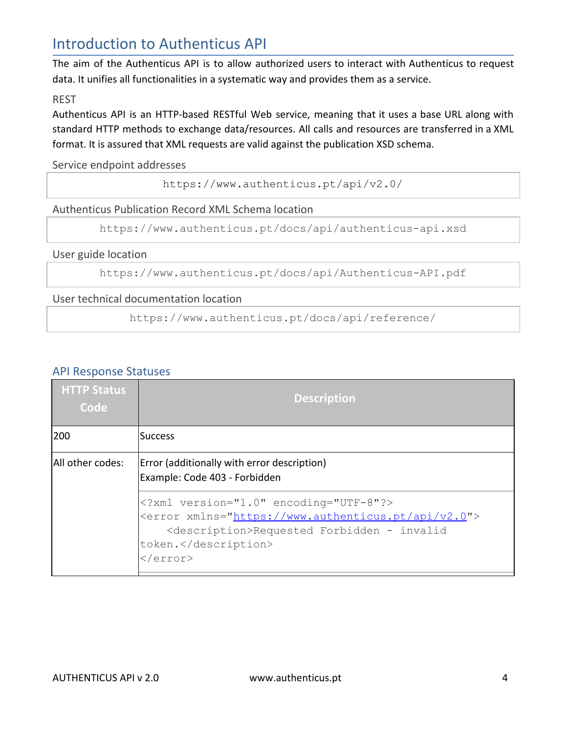# Introduction to Authenticus API

The aim of the Authenticus API is to allow authorized users to interact with Authenticus to request data. It unifies all functionalities in a systematic way and provides them as a service.

REST

Authenticus API is an HTTP-based RESTful Web service, meaning that it uses a base URL along with standard HTTP methods to exchange data/resources. All calls and resources are transferred in a XML format. It is assured that XML requests are valid against the publication XSD schema.

Service endpoint addresses

```
https://www.authenticus.pt/api/v2.0/
```

Authenticus Publication Record XML Schema location

```
https://www.authenticus.pt/docs/api/authenticus-api.xsd
```

User guide location

```
https://www.authenticus.pt/docs/api/Authenticus-API.pdf
```

User technical documentation location

```
https://www.authenticus.pt/docs/api/reference/
```

## API Response Statuses

| HTTP Status Code | Description |
|---|---|
| 200 | Success |
| All other codes: | Error (additionally with error description)<br>Example: Code 403 - Forbidden |
| | `<?xml version="1.0" encoding="UTF-8"?>`<br>`<error xmlns="https://www.authenticus.pt/api/v2.0">`<br>`<description>Requested Forbidden - invalid token.</description>`<br>`</error>` |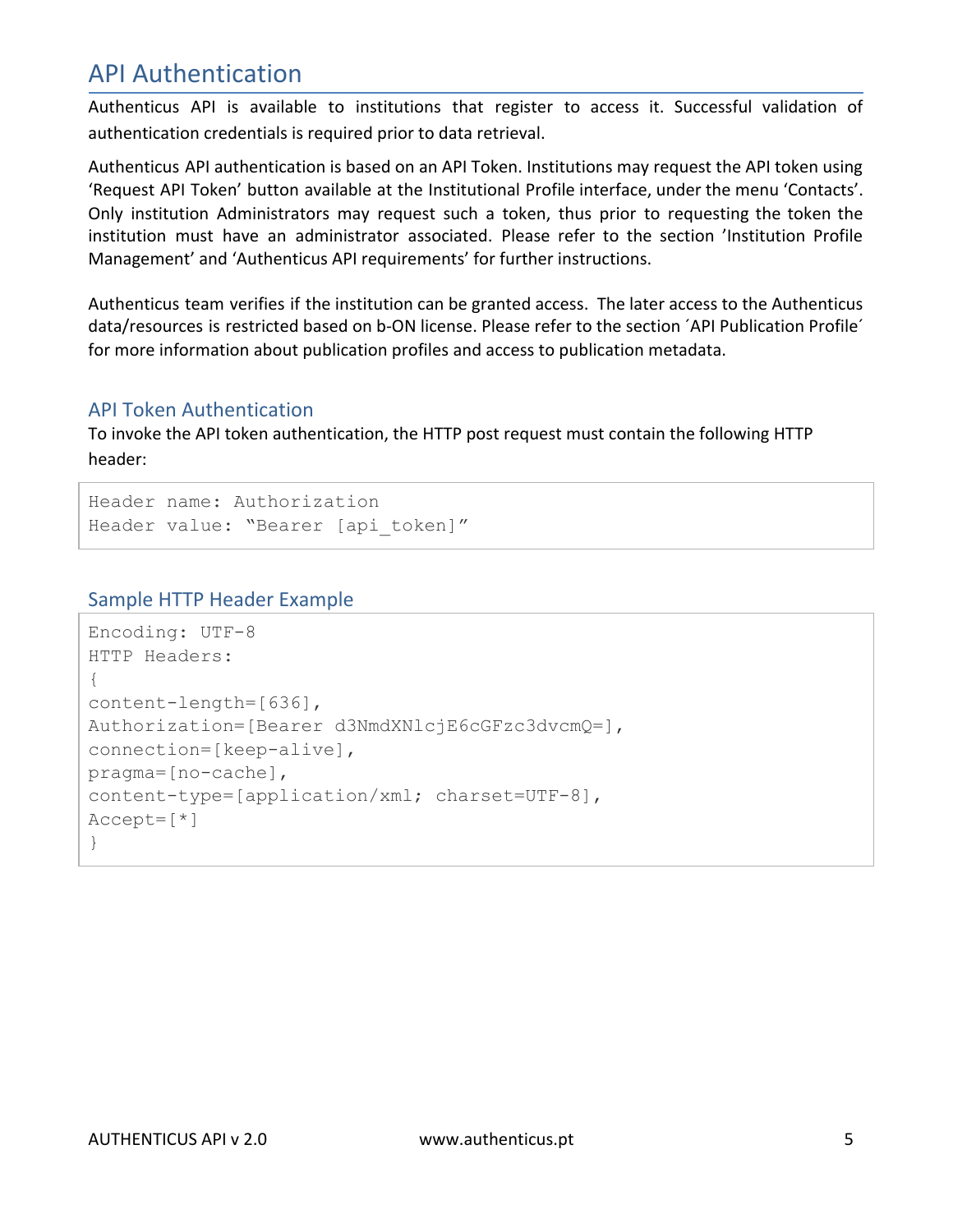# API Authentication

Authenticus API is available to institutions that register to access it. Successful validation of authentication credentials is required prior to data retrieval.

Authenticus API authentication is based on an API Token. Institutions may request the API token using 'Request API Token' button available at the Institutional Profile interface, under the menu 'Contacts'. Only institution Administrators may request such a token, thus prior to requesting the token the institution must have an administrator associated. Please refer to the section 'Institution Profile Management' and 'Authenticus API requirements' for further instructions.

Authenticus team verifies if the institution can be granted access. The later access to the Authenticus data/resources is restricted based on b-ON license. Please refer to the section ´API Publication Profile´ for more information about publication profiles and access to publication metadata.

## API Token Authentication

To invoke the API token authentication, the HTTP post request must contain the following HTTP header:

```
Header name: Authorization
Header value: "Bearer [api_token]"
```

## Sample HTTP Header Example

```
Encoding: UTF-8
HTTP Headers:
{
content-length=[636],
Authorization=[Bearer d3NmdXNlcjE6cGFzc3dvcmQ=],
connection=[keep-alive],
pragma=[no-cache],
content-type=[application/xml; charset=UTF-8],
Accept=[*]
}
```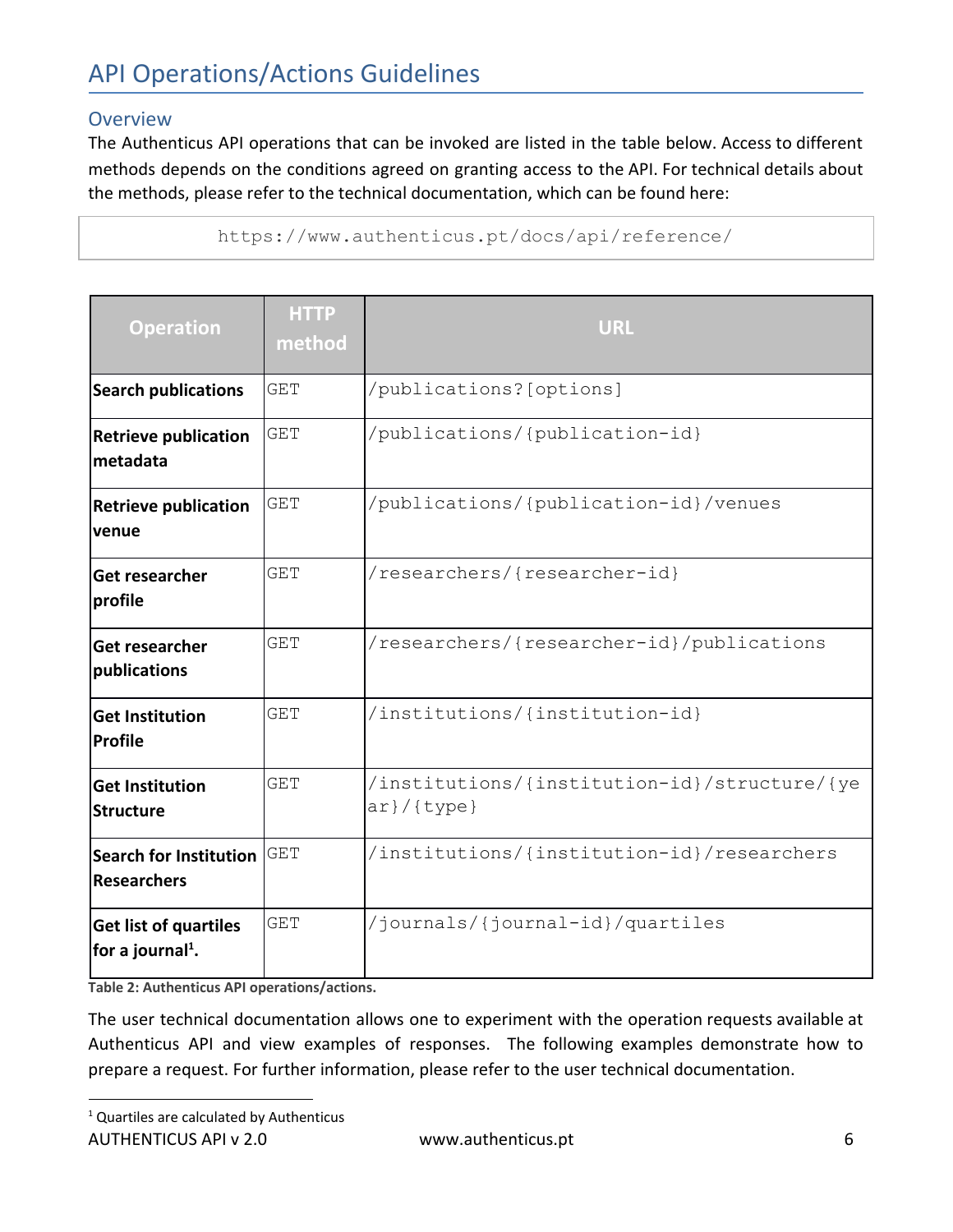# API Operations/Actions Guidelines

## Overview

The Authenticus API operations that can be invoked are listed in the table below. Access to different methods depends on the conditions agreed on granting access to the API. For technical details about the methods, please refer to the technical documentation, which can be found here:

```
https://www.authenticus.pt/docs/api/reference/
```

| Operation | HTTP method | URL |
|---|---|---|
| **Search publications** | GET | /publications?[options] |
| **Retrieve publication metadata** | GET | /publications/{publication-id} |
| **Retrieve publication venue** | GET | /publications/{publication-id}/venues |
| **Get researcher profile** | GET | /researchers/{researcher-id} |
| **Get researcher publications** | GET | /researchers/{researcher-id}/publications |
| **Get Institution Profile** | GET | /institutions/{institution-id} |
| **Get Institution Structure** | GET | /institutions/{institution-id}/structure/{year}/{type} |
| **Search for Institution Researchers** | GET | /institutions/{institution-id}/researchers |
| **Get list of quartiles for a journal[1].** | GET | /journals/{journal-id}/quartiles |

**Table 2: Authenticus API operations/actions.**

The user technical documentation allows one to experiment with the operation requests available at Authenticus API and view examples of responses. The following examples demonstrate how to prepare a request. For further information, please refer to the user technical documentation.

[1] Quartiles are calculated by Authenticus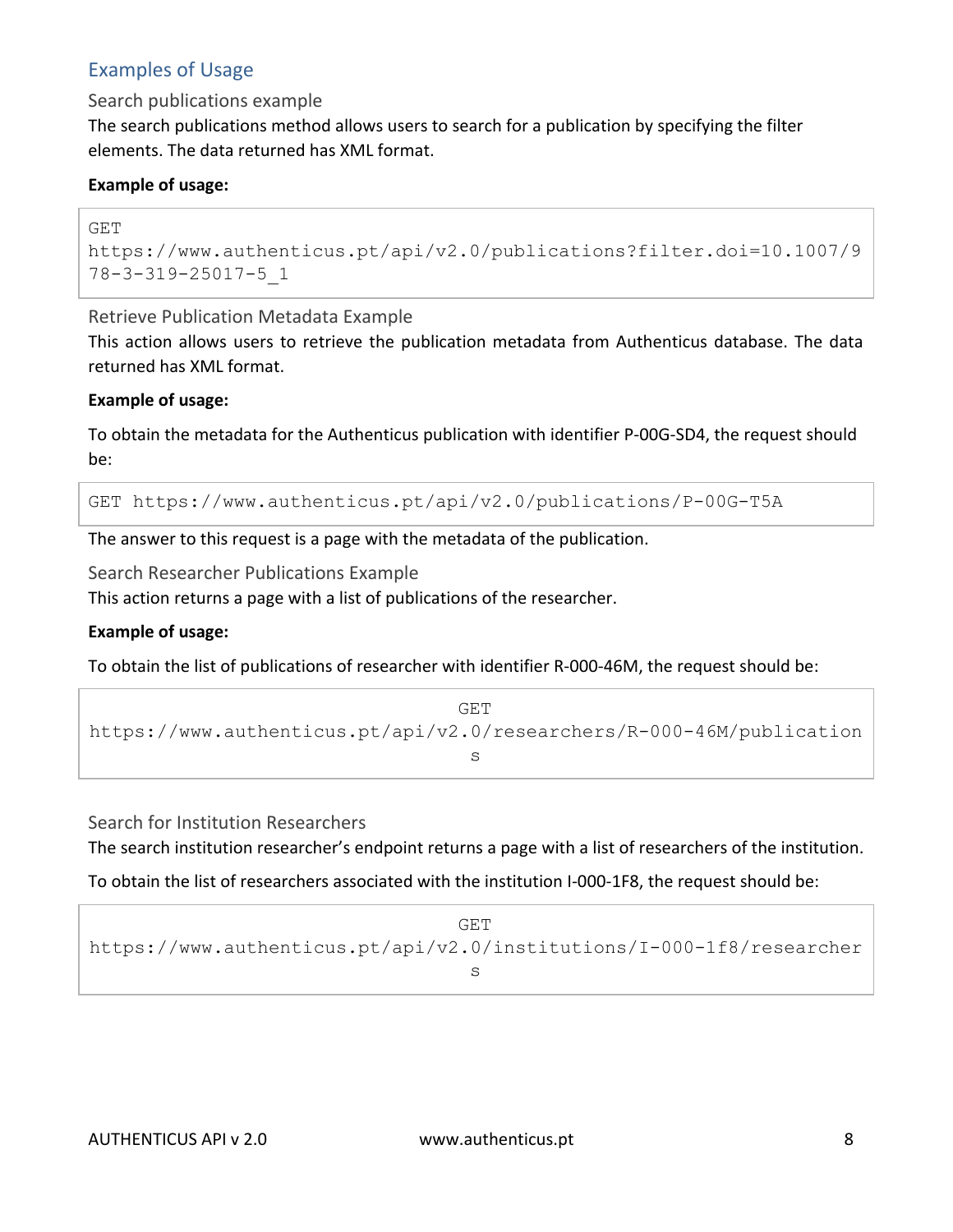## Examples of Usage

### Search publications example

The search publications method allows users to search for a publication by specifying the filter elements. The data returned has XML format.

**Example of usage:**

```
GET
https://www.authenticus.pt/api/v2.0/publications?filter.doi=10.1007/978-3-319-25017-5_1
```

### Retrieve Publication Metadata Example

This action allows users to retrieve the publication metadata from Authenticus database. The data returned has XML format.

**Example of usage:**

To obtain the metadata for the Authenticus publication with identifier P-00G-SD4, the request should be:

```
GET https://www.authenticus.pt/api/v2.0/publications/P-00G-T5A
```

The answer to this request is a page with the metadata of the publication.

### Search Researcher Publications Example

This action returns a page with a list of publications of the researcher.

**Example of usage:**

To obtain the list of publications of researcher with identifier R-000-46M, the request should be:

```
GET
https://www.authenticus.pt/api/v2.0/researchers/R-000-46M/publications
```

### Search for Institution Researchers

The search institution researcher's endpoint returns a page with a list of researchers of the institution.

To obtain the list of researchers associated with the institution I-000-1F8, the request should be:

```
GET
https://www.authenticus.pt/api/v2.0/institutions/I-000-1f8/researchers
```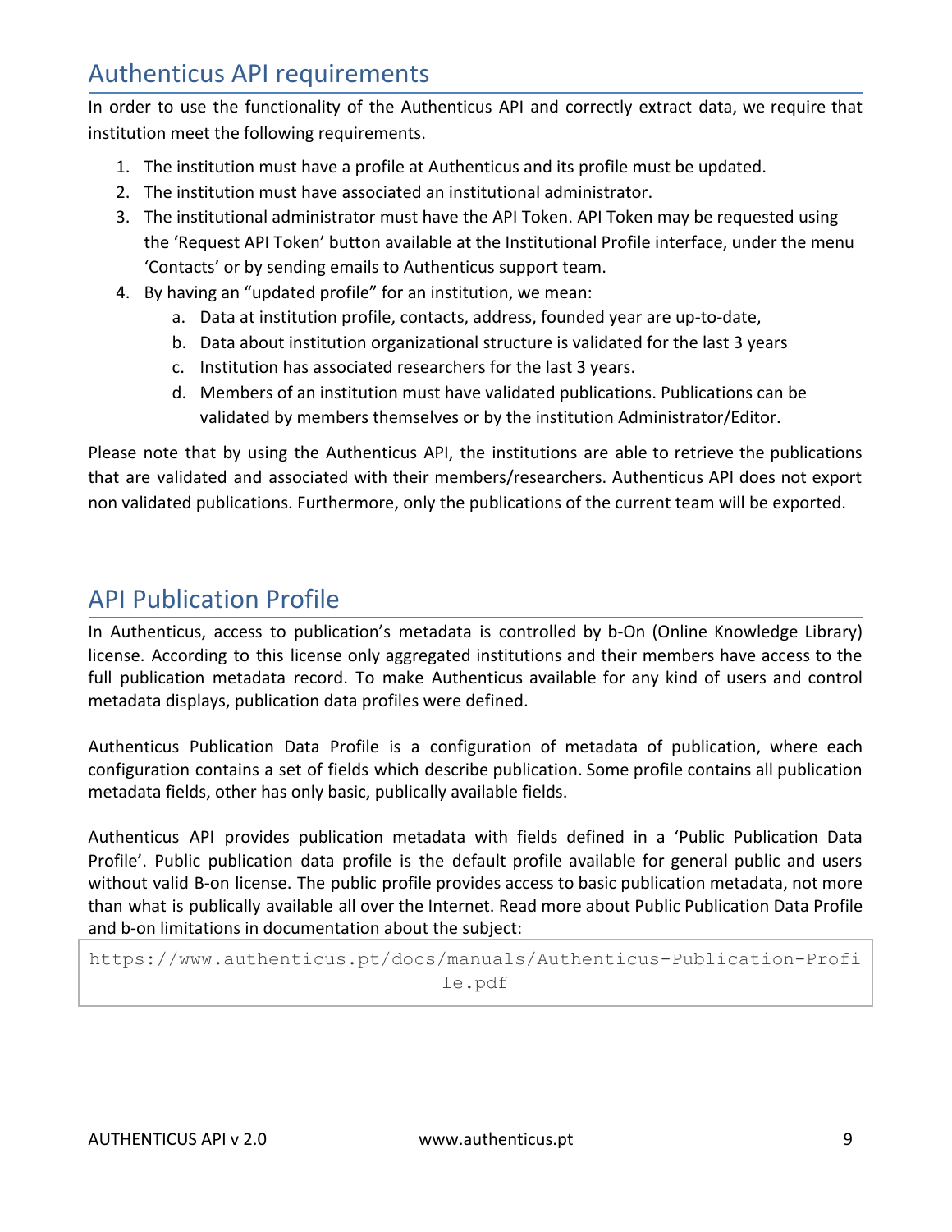## Authenticus API requirements

In order to use the functionality of the Authenticus API and correctly extract data, we require that institution meet the following requirements.

1. The institution must have a profile at Authenticus and its profile must be updated.
2. The institution must have associated an institutional administrator.
3. The institutional administrator must have the API Token. API Token may be requested using the 'Request API Token' button available at the Institutional Profile interface, under the menu 'Contacts' or by sending emails to Authenticus support team.
4. By having an "updated profile" for an institution, we mean:
   a. Data at institution profile, contacts, address, founded year are up-to-date,
   b. Data about institution organizational structure is validated for the last 3 years
   c. Institution has associated researchers for the last 3 years.
   d. Members of an institution must have validated publications. Publications can be validated by members themselves or by the institution Administrator/Editor.

Please note that by using the Authenticus API, the institutions are able to retrieve the publications that are validated and associated with their members/researchers. Authenticus API does not export non validated publications. Furthermore, only the publications of the current team will be exported.

## API Publication Profile

In Authenticus, access to publication's metadata is controlled by b-On (Online Knowledge Library) license. According to this license only aggregated institutions and their members have access to the full publication metadata record. To make Authenticus available for any kind of users and control metadata displays, publication data profiles were defined.

Authenticus Publication Data Profile is a configuration of metadata of publication, where each configuration contains a set of fields which describe publication. Some profile contains all publication metadata fields, other has only basic, publically available fields.

Authenticus API provides publication metadata with fields defined in a 'Public Publication Data Profile'. Public publication data profile is the default profile available for general public and users without valid B-on license. The public profile provides access to basic publication metadata, not more than what is publically available all over the Internet. Read more about Public Publication Data Profile and b-on limitations in documentation about the subject:

```
https://www.authenticus.pt/docs/manuals/Authenticus-Publication-Profile.pdf
```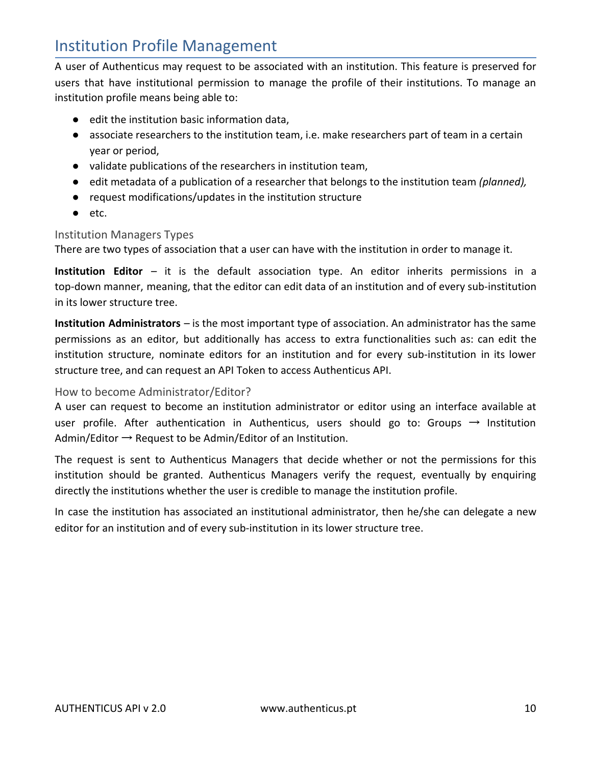## Institution Profile Management

A user of Authenticus may request to be associated with an institution. This feature is preserved for users that have institutional permission to manage the profile of their institutions. To manage an institution profile means being able to:

- edit the institution basic information data,
- associate researchers to the institution team, i.e. make researchers part of team in a certain year or period,
- validate publications of the researchers in institution team,
- edit metadata of a publication of a researcher that belongs to the institution team *(planned),*
- request modifications/updates in the institution structure
- etc.

### Institution Managers Types

There are two types of association that a user can have with the institution in order to manage it.

**Institution Editor** – it is the default association type. An editor inherits permissions in a top-down manner, meaning, that the editor can edit data of an institution and of every sub-institution in its lower structure tree.

**Institution Administrators** – is the most important type of association. An administrator has the same permissions as an editor, but additionally has access to extra functionalities such as: can edit the institution structure, nominate editors for an institution and for every sub-institution in its lower structure tree, and can request an API Token to access Authenticus API.

### How to become Administrator/Editor?

A user can request to become an institution administrator or editor using an interface available at user profile. After authentication in Authenticus, users should go to: Groups → Institution Admin/Editor → Request to be Admin/Editor of an Institution.

The request is sent to Authenticus Managers that decide whether or not the permissions for this institution should be granted. Authenticus Managers verify the request, eventually by enquiring directly the institutions whether the user is credible to manage the institution profile.

In case the institution has associated an institutional administrator, then he/she can delegate a new editor for an institution and of every sub-institution in its lower structure tree.